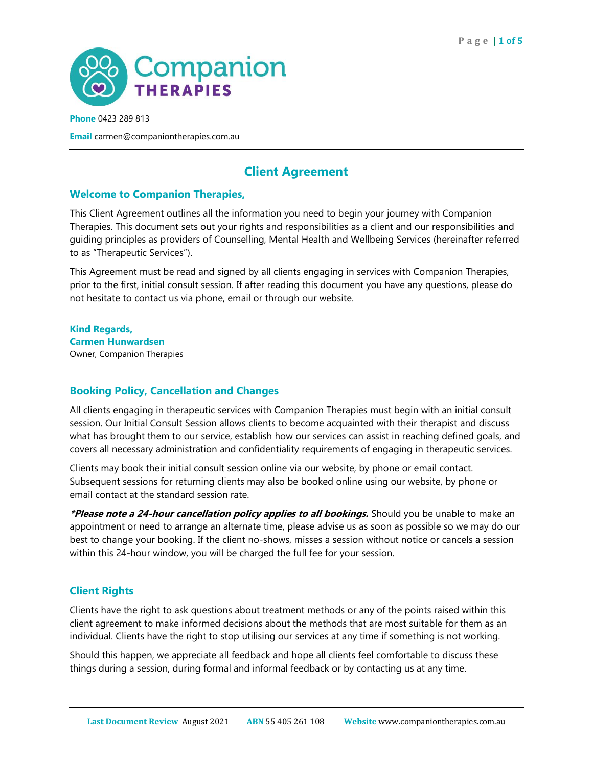**Phone** 0423 289 813

**Email** carmen@companiontherapies.com.au

# Client Agreement

## Welcome to Companion Therapies,

This Client Agreement outlines all the information you need to begin your journey with Companion Therapies. This document sets out your rights and responsibilities as a client and our responsibilities and guiding principles as providers of Counselling, Mental Health and Wellbeing Services (hereinafter referred to as "Therapeutic Services").

This Agreement must be read and signed by all clients engaging in services with Companion Therapies, prior to the first, initial consult session. If after reading this document you have any questions, please do not hesitate to contact us via phone, email or through our website.

**Kind Regards,**
**Carmen Hunwardsen**
Owner, Companion Therapies

## Booking Policy, Cancellation and Changes

All clients engaging in therapeutic services with Companion Therapies must begin with an initial consult session. Our Initial Consult Session allows clients to become acquainted with their therapist and discuss what has brought them to our service, establish how our services can assist in reaching defined goals, and covers all necessary administration and confidentiality requirements of engaging in therapeutic services.

Clients may book their initial consult session online via our website, by phone or email contact. Subsequent sessions for returning clients may also be booked online using our website, by phone or email contact at the standard session rate.

***\*Please note a 24-hour cancellation policy applies to all bookings.*** Should you be unable to make an appointment or need to arrange an alternate time, please advise us as soon as possible so we may do our best to change your booking. If the client no-shows, misses a session without notice or cancels a session within this 24-hour window, you will be charged the full fee for your session.

## Client Rights

Clients have the right to ask questions about treatment methods or any of the points raised within this client agreement to make informed decisions about the methods that are most suitable for them as an individual. Clients have the right to stop utilising our services at any time if something is not working.

Should this happen, we appreciate all feedback and hope all clients feel comfortable to discuss these things during a session, during formal and informal feedback or by contacting us at any time.

**Last Document Review** August 2021 **ABN** 55 405 261 108 **Website** www.companiontherapies.com.au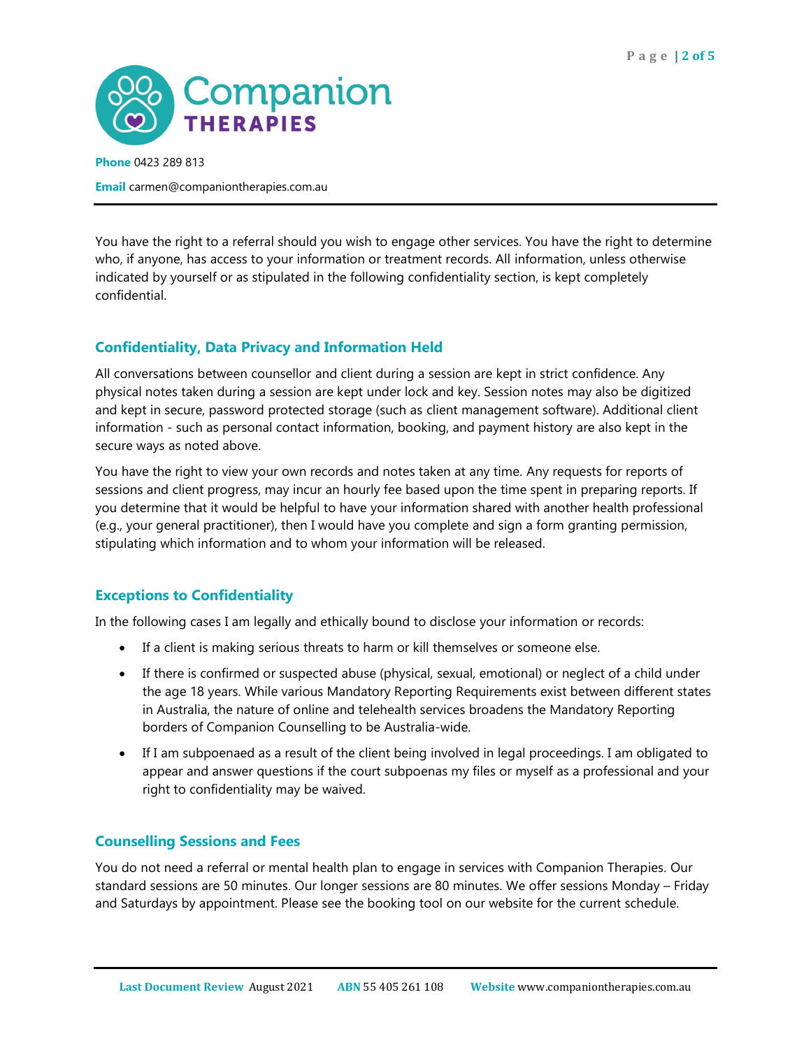You have the right to a referral should you wish to engage other services. You have the right to determine who, if anyone, has access to your information or treatment records. All information, unless otherwise indicated by yourself or as stipulated in the following confidentiality section, is kept completely confidential.

## Confidentiality, Data Privacy and Information Held

All conversations between counsellor and client during a session are kept in strict confidence. Any physical notes taken during a session are kept under lock and key. Session notes may also be digitized and kept in secure, password protected storage (such as client management software). Additional client information - such as personal contact information, booking, and payment history are also kept in the secure ways as noted above.

You have the right to view your own records and notes taken at any time. Any requests for reports of sessions and client progress, may incur an hourly fee based upon the time spent in preparing reports. If you determine that it would be helpful to have your information shared with another health professional (e.g., your general practitioner), then I would have you complete and sign a form granting permission, stipulating which information and to whom your information will be released.

## Exceptions to Confidentiality

In the following cases I am legally and ethically bound to disclose your information or records:

- If a client is making serious threats to harm or kill themselves or someone else.
- If there is confirmed or suspected abuse (physical, sexual, emotional) or neglect of a child under the age 18 years. While various Mandatory Reporting Requirements exist between different states in Australia, the nature of online and telehealth services broadens the Mandatory Reporting borders of Companion Counselling to be Australia-wide.
- If I am subpoenaed as a result of the client being involved in legal proceedings. I am obligated to appear and answer questions if the court subpoenas my files or myself as a professional and your right to confidentiality may be waived.

## Counselling Sessions and Fees

You do not need a referral or mental health plan to engage in services with Companion Therapies. Our standard sessions are 50 minutes. Our longer sessions are 80 minutes. We offer sessions Monday – Friday and Saturdays by appointment. Please see the booking tool on our website for the current schedule.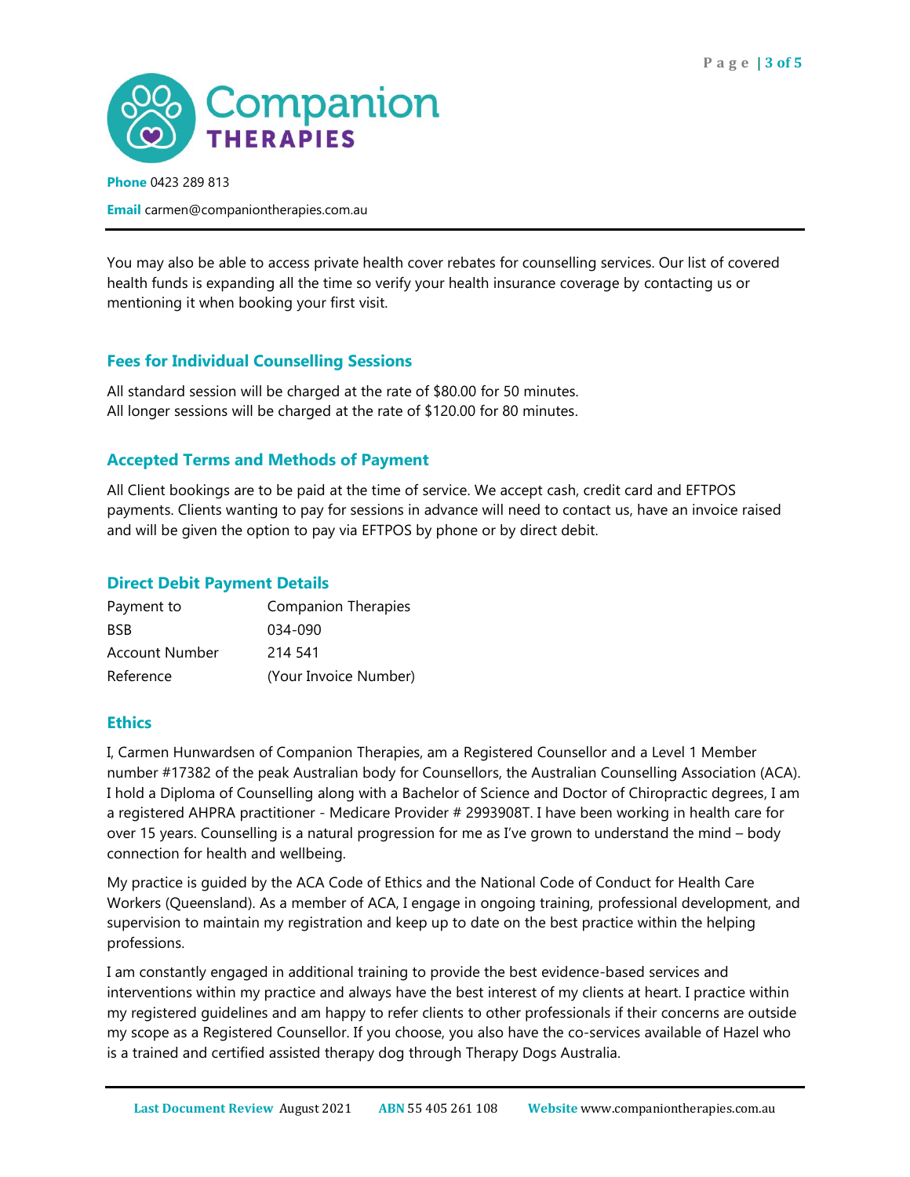You may also be able to access private health cover rebates for counselling services. Our list of covered health funds is expanding all the time so verify your health insurance coverage by contacting us or mentioning it when booking your first visit.

## Fees for Individual Counselling Sessions

All standard session will be charged at the rate of $80.00 for 50 minutes.
All longer sessions will be charged at the rate of $120.00 for 80 minutes.

## Accepted Terms and Methods of Payment

All Client bookings are to be paid at the time of service. We accept cash, credit card and EFTPOS payments. Clients wanting to pay for sessions in advance will need to contact us, have an invoice raised and will be given the option to pay via EFTPOS by phone or by direct debit.

## Direct Debit Payment Details

| | |
|---|---|
| Payment to | Companion Therapies |
| BSB | 034-090 |
| Account Number | 214 541 |
| Reference | (Your Invoice Number) |

## Ethics

I, Carmen Hunwardsen of Companion Therapies, am a Registered Counsellor and a Level 1 Member number #17382 of the peak Australian body for Counsellors, the Australian Counselling Association (ACA). I hold a Diploma of Counselling along with a Bachelor of Science and Doctor of Chiropractic degrees, I am a registered AHPRA practitioner - Medicare Provider # 2993908T. I have been working in health care for over 15 years. Counselling is a natural progression for me as I've grown to understand the mind – body connection for health and wellbeing.

My practice is guided by the ACA Code of Ethics and the National Code of Conduct for Health Care Workers (Queensland). As a member of ACA, I engage in ongoing training, professional development, and supervision to maintain my registration and keep up to date on the best practice within the helping professions.

I am constantly engaged in additional training to provide the best evidence-based services and interventions within my practice and always have the best interest of my clients at heart. I practice within my registered guidelines and am happy to refer clients to other professionals if their concerns are outside my scope as a Registered Counsellor. If you choose, you also have the co-services available of Hazel who is a trained and certified assisted therapy dog through Therapy Dogs Australia.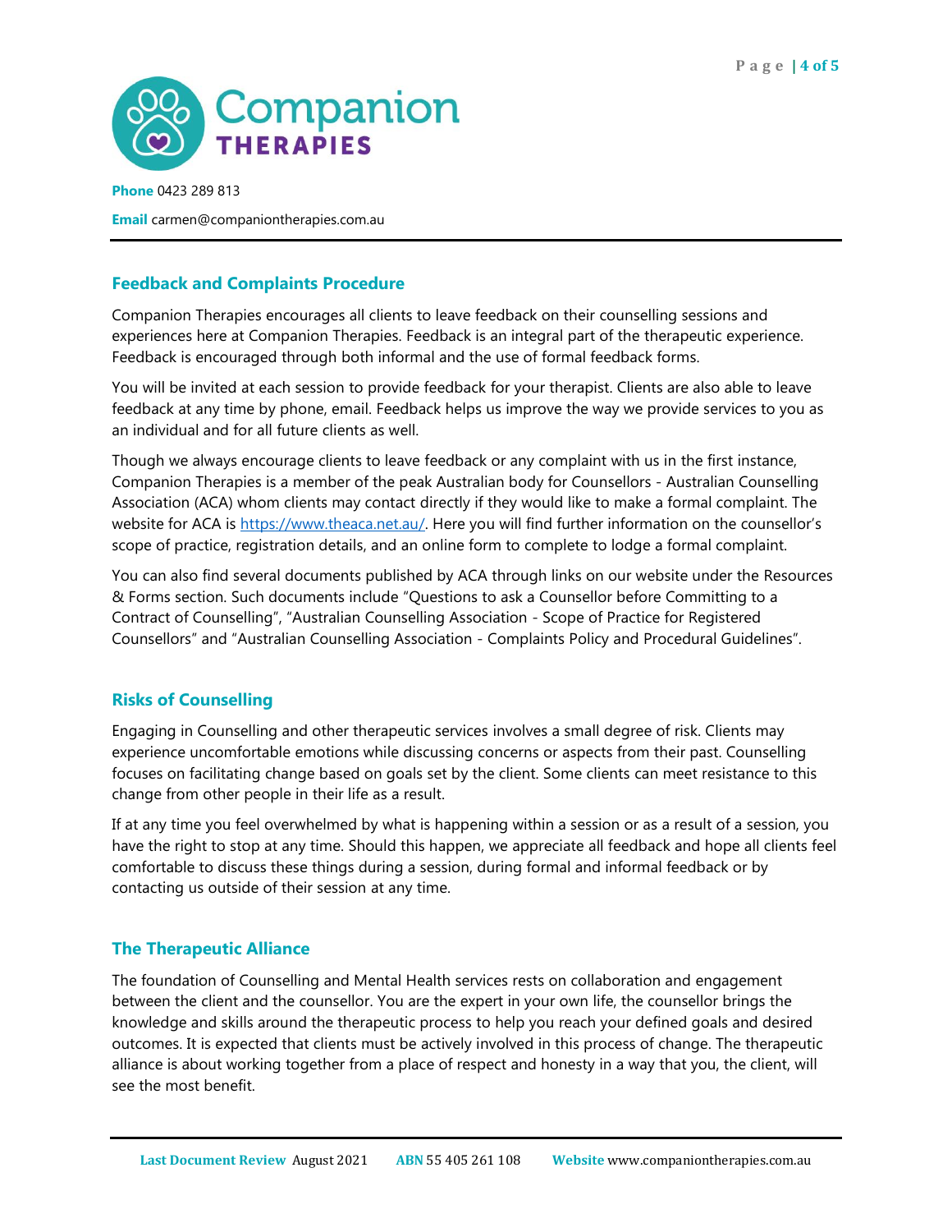## Feedback and Complaints Procedure

Companion Therapies encourages all clients to leave feedback on their counselling sessions and experiences here at Companion Therapies. Feedback is an integral part of the therapeutic experience. Feedback is encouraged through both informal and the use of formal feedback forms.

You will be invited at each session to provide feedback for your therapist. Clients are also able to leave feedback at any time by phone, email. Feedback helps us improve the way we provide services to you as an individual and for all future clients as well.

Though we always encourage clients to leave feedback or any complaint with us in the first instance, Companion Therapies is a member of the peak Australian body for Counsellors - Australian Counselling Association (ACA) whom clients may contact directly if they would like to make a formal complaint. The website for ACA is https://www.theaca.net.au/. Here you will find further information on the counsellor's scope of practice, registration details, and an online form to complete to lodge a formal complaint.

You can also find several documents published by ACA through links on our website under the Resources & Forms section. Such documents include "Questions to ask a Counsellor before Committing to a Contract of Counselling", "Australian Counselling Association - Scope of Practice for Registered Counsellors" and "Australian Counselling Association - Complaints Policy and Procedural Guidelines".

## Risks of Counselling

Engaging in Counselling and other therapeutic services involves a small degree of risk. Clients may experience uncomfortable emotions while discussing concerns or aspects from their past. Counselling focuses on facilitating change based on goals set by the client. Some clients can meet resistance to this change from other people in their life as a result.

If at any time you feel overwhelmed by what is happening within a session or as a result of a session, you have the right to stop at any time. Should this happen, we appreciate all feedback and hope all clients feel comfortable to discuss these things during a session, during formal and informal feedback or by contacting us outside of their session at any time.

## The Therapeutic Alliance

The foundation of Counselling and Mental Health services rests on collaboration and engagement between the client and the counsellor. You are the expert in your own life, the counsellor brings the knowledge and skills around the therapeutic process to help you reach your defined goals and desired outcomes. It is expected that clients must be actively involved in this process of change. The therapeutic alliance is about working together from a place of respect and honesty in a way that you, the client, will see the most benefit.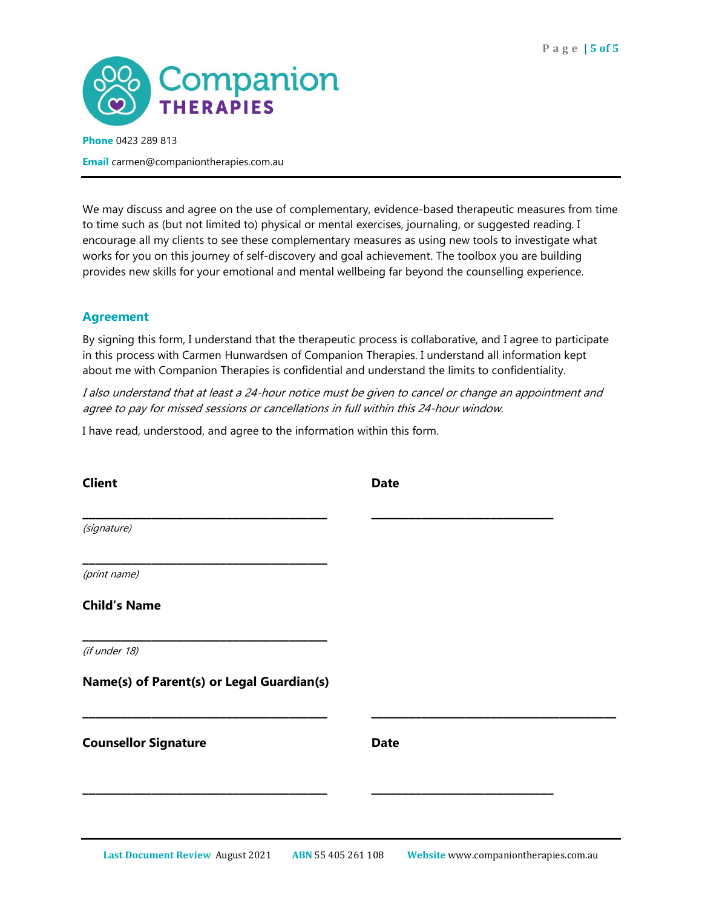Phone 0423 289 813

Email carmen@companiontherapies.com.au

We may discuss and agree on the use of complementary, evidence-based therapeutic measures from time to time such as (but not limited to) physical or mental exercises, journaling, or suggested reading. I encourage all my clients to see these complementary measures as using new tools to investigate what works for you on this journey of self-discovery and goal achievement. The toolbox you are building provides new skills for your emotional and mental wellbeing far beyond the counselling experience.

## Agreement

By signing this form, I understand that the therapeutic process is collaborative, and I agree to participate in this process with Carmen Hunwardsen of Companion Therapies. I understand all information kept about me with Companion Therapies is confidential and understand the limits to confidentiality.

*I also understand that at least a 24-hour notice must be given to cancel or change an appointment and agree to pay for missed sessions or cancellations in full within this 24-hour window.*

I have read, understood, and agree to the information within this form.

**Client** **Date**

\_\_\_\_\_\_\_\_\_\_\_\_\_\_\_\_\_\_\_\_\_\_\_\_\_\_\_\_\_\_\_\_\_\_\_\_\_\_\_\_ \_\_\_\_\_\_\_\_\_\_\_\_\_\_\_\_\_\_\_\_\_\_\_\_\_\_\_\_\_\_

*(signature)*

\_\_\_\_\_\_\_\_\_\_\_\_\_\_\_\_\_\_\_\_\_\_\_\_\_\_\_\_\_\_\_\_\_\_\_\_\_\_\_\_

*(print name)*

**Child's Name**

\_\_\_\_\_\_\_\_\_\_\_\_\_\_\_\_\_\_\_\_\_\_\_\_\_\_\_\_\_\_\_\_\_\_\_\_\_\_\_\_

*(if under 18)*

**Name(s) of Parent(s) or Legal Guardian(s)**

\_\_\_\_\_\_\_\_\_\_\_\_\_\_\_\_\_\_\_\_\_\_\_\_\_\_\_\_\_\_\_\_\_\_\_\_\_\_\_\_ \_\_\_\_\_\_\_\_\_\_\_\_\_\_\_\_\_\_\_\_\_\_\_\_\_\_\_\_\_\_\_\_\_\_\_\_\_\_\_\_

**Counsellor Signature** **Date**

\_\_\_\_\_\_\_\_\_\_\_\_\_\_\_\_\_\_\_\_\_\_\_\_\_\_\_\_\_\_\_\_\_\_\_\_\_\_\_\_ \_\_\_\_\_\_\_\_\_\_\_\_\_\_\_\_\_\_\_\_\_\_\_\_\_\_\_\_\_\_

Last Document Review August 2021 ABN 55 405 261 108 Website www.companiontherapies.com.au